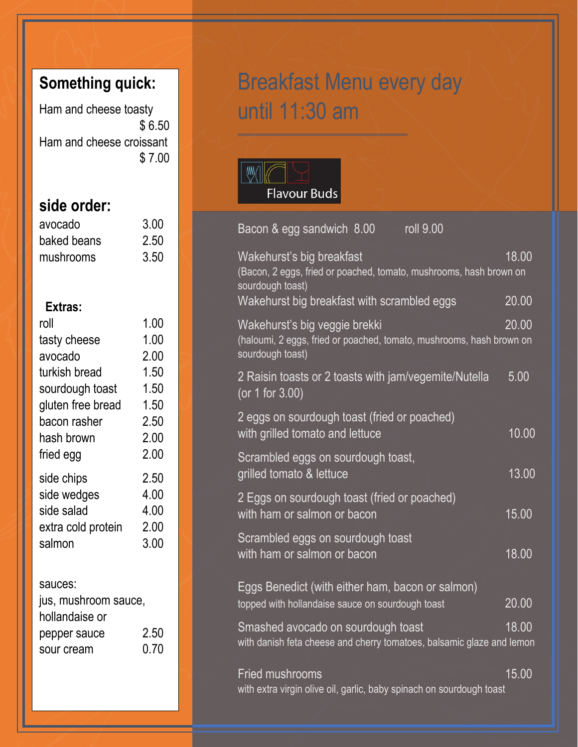## Something quick:

Ham and cheese toasty $ 6.50

Ham and cheese croissant $ 7.00

## side order:

| | |
|---|---|
| avocado | 3.00 |
| baked beans | 2.50 |
| mushrooms | 3.50 |

### Extras:

| | |
|---|---|
| roll | 1.00 |
| tasty cheese | 1.00 |
| avocado | 2.00 |
| turkish bread | 1.50 |
| sourdough toast | 1.50 |
| gluten free bread | 1.50 |
| bacon rasher | 2.50 |
| hash brown | 2.00 |
| fried egg | 2.00 |
| side chips | 2.50 |
| side wedges | 4.00 |
| side salad | 4.00 |
| extra cold protein | 2.00 |
| salmon | 3.00 |

sauces:
jus, mushroom sauce, hollandaise or pepper sauce 2.50
sour cream 0.70

# Breakfast Menu every day until 11:30 am

Flavour Buds

Bacon & egg sandwich 8.00 roll 9.00

Wakehurst's big breakfast 18.00
(Bacon, 2 eggs, fried or poached, tomato, mushrooms, hash brown on sourdough toast)

Wakehurst big breakfast with scrambled eggs 20.00

Wakehurst's big veggie brekki 20.00
(haloumi, 2 eggs, fried or poached, tomato, mushrooms, hash brown on sourdough toast)

2 Raisin toasts or 2 toasts with jam/vegemite/Nutella 5.00
(or 1 for 3.00)

2 eggs on sourdough toast (fried or poached) with grilled tomato and lettuce 10.00

Scrambled eggs on sourdough toast, grilled tomato & lettuce 13.00

2 Eggs on sourdough toast (fried or poached) with ham or salmon or bacon 15.00

Scrambled eggs on sourdough toast with ham or salmon or bacon 18.00

Eggs Benedict (with either ham, bacon or salmon) 20.00
topped with hollandaise sauce on sourdough toast

Smashed avocado on sourdough toast 18.00
with danish feta cheese and cherry tomatoes, balsamic glaze and lemon

Fried mushrooms 15.00
with extra virgin olive oil, garlic, baby spinach on sourdough toast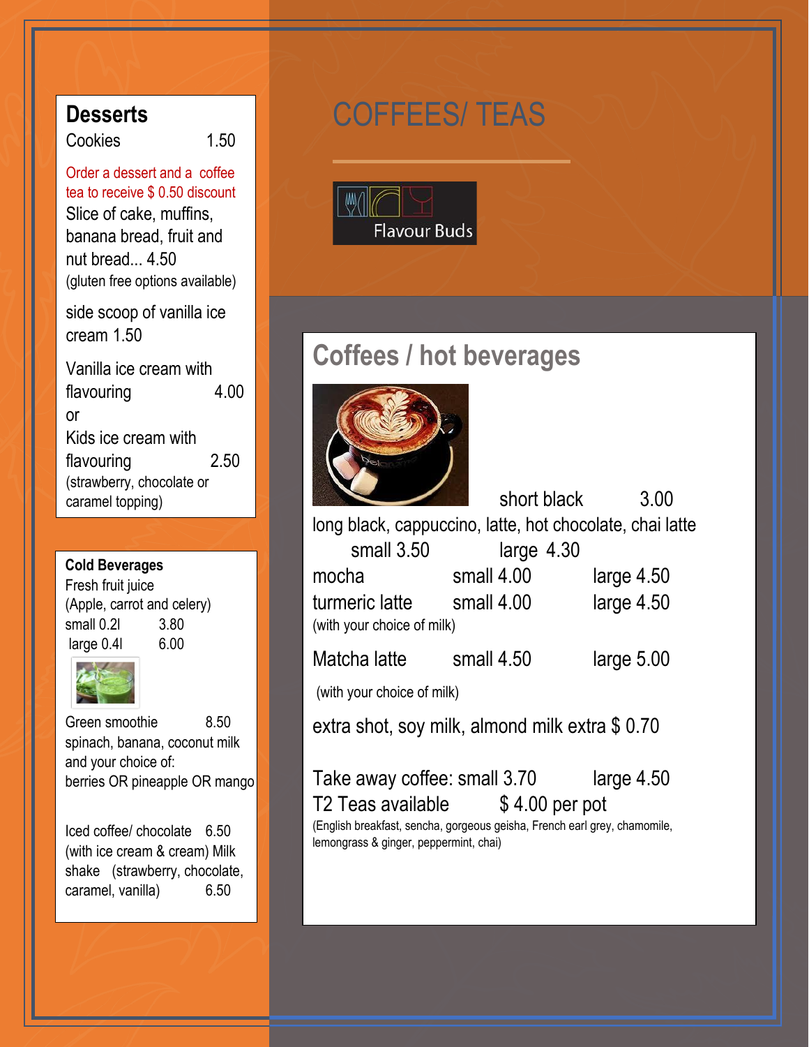# COFFEES/ TEAS

Flavour Buds

## Desserts

Cookies 1.50

Order a dessert and a coffee tea to receive $ 0.50 discount

Slice of cake, muffins, banana bread, fruit and nut bread... 4.50
(gluten free options available)

side scoop of vanilla ice cream 1.50

Vanilla ice cream with flavouring 4.00
or
Kids ice cream with flavouring 2.50
(strawberry, chocolate or caramel topping)

## Cold Beverages

Fresh fruit juice
(Apple, carrot and celery)
small 0.2l 3.80
large 0.4l 6.00

Green smoothie 8.50
spinach, banana, coconut milk and your choice of:
berries OR pineapple OR mango

Iced coffee/ chocolate 6.50
(with ice cream & cream) Milk shake (strawberry, chocolate, caramel, vanilla) 6.50

## Coffees / hot beverages

short black 3.00

long black, cappuccino, latte, hot chocolate, chai latte
small 3.50 large 4.30

| | | |
|---|---|---|
| mocha | small 4.00 | large 4.50 |
| turmeric latte | small 4.00 | large 4.50 |

(with your choice of milk)

| | | |
|---|---|---|
| Matcha latte | small 4.50 | large 5.00 |

(with your choice of milk)

extra shot, soy milk, almond milk extra $ 0.70

Take away coffee: small 3.70 large 4.50

T2 Teas available $ 4.00 per pot
(English breakfast, sencha, gorgeous geisha, French earl grey, chamomile, lemongrass & ginger, peppermint, chai)